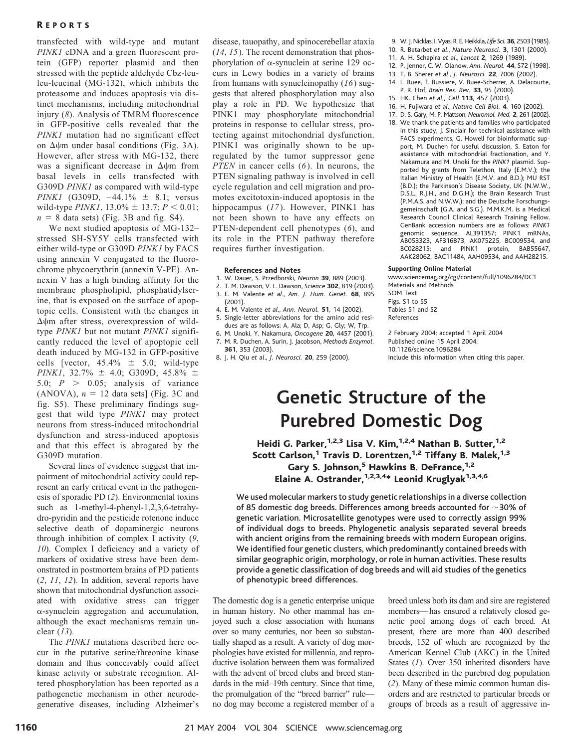transfected with wild-type and mutant *PINK1* cDNA and a green fluorescent protein (GFP) reporter plasmid and then stressed with the peptide aldehyde Cbz-leu-leu-leucinal (MG-132), which inhibits the proteasome and induces apoptosis via distinct mechanisms, including mitochondrial injury (*8*). Analysis of TMRM fluorescence in GFP-positive cells revealed that the *PINK1* mutation had no significant effect on $\Delta\psi$m under basal conditions (Fig. 3A). However, after stress with MG-132, there was a significant decrease in $\Delta\psi$m from basal levels in cells transfected with G309D *PINK1* as compared with wild-type *PINK1* (G309D, –44.1% ± 8.1; versus wild-type *PINK1*, 13.0% ± 13.7; $P < 0.01$; $n = 8$ data sets) (Fig. 3B and fig. S4).

We next studied apoptosis of MG-132–stressed SH-SY5Y cells transfected with either wild-type or G309D *PINK1* by FACS using annexin V conjugated to the fluorochrome phycoerythrin (annexin V-PE). Annexin V has a high binding affinity for the membrane phospholipid, phosphatidylserine, that is exposed on the surface of apoptotic cells. Consistent with the changes in $\Delta\psi$m after stress, overexpression of wild-type *PINK1* but not mutant *PINK1* significantly reduced the level of apoptopic cell death induced by MG-132 in GFP-positive cells [vector, 45.4% ± 5.0; wild-type *PINK1*, 32.7% ± 4.0; G309D, 45.8% ± 5.0; $P > 0.05$; analysis of variance (ANOVA), $n = 12$ data sets] (Fig. 3C and fig. S5). These preliminary findings suggest that wild type *PINK1* may protect neurons from stress-induced mitochondrial dysfunction and stress-induced apoptosis and that this effect is abrogated by the G309D mutation.

Several lines of evidence suggest that impairment of mitochondrial activity could represent an early critical event in the pathogenesis of sporadic PD (*2*). Environmental toxins such as 1-methyl-4-phenyl-1,2,3,6-tetrahydro-pyridin and the pesticide rotenone induce selective death of dopaminergic neurons through inhibition of complex I activity (*9*, *10*). Complex I deficiency and a variety of markers of oxidative stress have been demonstrated in postmortem brains of PD patients (*2*, *11*, *12*). In addition, several reports have shown that mitochondrial dysfunction associated with oxidative stress can trigger α-synuclein aggregation and accumulation, although the exact mechanisms remain unclear (*13*).

The *PINK1* mutations described here occur in the putative serine/threonine kinase domain and thus conceivably could affect kinase activity or substrate recognition. Altered phosphorylation has been reported as a pathogenetic mechanism in other neurodegenerative diseases, including Alzheimer's disease, tauopathy, and spinocerebellar ataxia (*14*, *15*). The recent demonstration that phosphorylation of α-synuclein at serine 129 occurs in Lewy bodies in a variety of brains from humans with synucleinopathy (*16*) suggests that altered phosphorylation may also play a role in PD. We hypothesize that PINK1 may phosphorylate mitochondrial proteins in response to cellular stress, protecting against mitochondrial dysfunction. PINK1 was originally shown to be upregulated by the tumor suppressor gene *PTEN* in cancer cells (*6*). In neurons, the PTEN signaling pathway is involved in cell cycle regulation and cell migration and promotes excitotoxin-induced apoptosis in the hippocampus (*17*). However, PINK1 has not been shown to have any effects on PTEN-dependent cell phenotypes (*6*), and its role in the PTEN pathway therefore requires further investigation.

**References and Notes**

1. W. Dauer, S. Przedborski, *Neuron* **39**, 889 (2003).
2. T. M. Dawson, V. L. Dawson, *Science* **302**, 819 (2003).
3. E. M. Valente *et al*., *Am. J. Hum. Genet.* **68**, 895 (2001).
4. E. M. Valente *et al*., *Ann. Neurol.* **51**, 14 (2002).
5. Single-letter abbreviations for the amino acid residues are as follows: A, Ala; D, Asp; G, Gly; W, Trp.
6. M. Unoki, Y. Nakamura, *Oncogene* **20**, 4457 (2001).
7. M. R. Duchen, A. Surin, J. Jacobson, *Methods Enzymol.* **361**, 353 (2003).
8. J. H. Qiu *et al*., *J. Neurosci.* **20**, 259 (2000).
9. W. J. Nicklas, I. Vyas, R. E. Heikkila, *Life Sci.* **36**, 2503 (1985).
10. R. Betarbet *et al*., *Nature Neurosci.* **3**, 1301 (2000).
11. A. H. Schapira *et al*., *Lancet* **2**, 1269 (1989).
12. P. Jenner, C. W. Olanow, *Ann. Neurol.* **44**, S72 (1998).
13. T. B. Sherer *et al*., *J. Neurosci.* **22**, 7006 (2002).
14. L. Buee, T. Bussiere, V. Buee-Scherrer, A. Delacourte, P. R. Hof, *Brain Res. Rev.* **33**, 95 (2000).
15. HK. Chen *et al*., *Cell* **113**, 457 (2003).
16. H. Fujiwara *et al*., *Nature Cell Biol.* **4**, 160 (2002).
17. D. S. Gary, M. P. Mattson, *Neuromol. Med.* **2**, 261 (2002).
18. We thank the patients and families who participated in this study, J. Sinclair for technical assistance with FACS experiments, G. Howell for bioinformatic support, M. Duchen for useful discussion, S. Eaton for assistance with mitochondrial fractionation, and Y. Nakamura and M. Unoki for the *PINK1* plasmid. Supported by grants from Telethon, Italy (E.M.V.); the Italian Ministry of Health (E.M.V. and B.D.); MU RST (B.D.); the Parkinson's Disease Society, UK (N.W.W., D.S.L., R.J.H., and D.G.H.); the Brain Research Trust (P.M.A.S. and N.W.W.); and the Deutsche Forschungsgemeinschaft (G.A. and S.G.). M.M.K.M. is a Medical Research Council Clinical Research Training Fellow. GenBank accession numbers are as follows: *PINK1* genomic sequence, AL391357; PINK1 mRNAs, AB053323, AF316873, AK075225, BC009534, and BC028215; and PINK1 protein, BAB55647, AAK28062, BAC11484, AAH09534, and AAH28215.

**Supporting Online Material**

www.sciencemag.org/cgi/content/full/1096284/DC1
Materials and Methods
SOM Text
Figs. S1 to S5
Tables S1 and S2
References

2 February 2004; accepted 1 April 2004
Published online 15 April 2004;
10.1126/science.1096284
Include this information when citing this paper.

# Genetic Structure of the Purebred Domestic Dog

**Heidi G. Parker,[1,2,3] Lisa V. Kim,[1,2,4] Nathan B. Sutter,[1,2] Scott Carlson,[1] Travis D. Lorentzen,[1,2] Tiffany B. Malek,[1,3] Gary S. Johnson,[5] Hawkins B. DeFrance,[1,2] Elaine A. Ostrander,[1,2,3,4]* Leonid Kruglyak[1,3,4,6]**

**We used molecular markers to study genetic relationships in a diverse collection of 85 domestic dog breeds. Differences among breeds accounted for ~30% of genetic variation. Microsatellite genotypes were used to correctly assign 99% of individual dogs to breeds. Phylogenetic analysis separated several breeds with ancient origins from the remaining breeds with modern European origins. We identified four genetic clusters, which predominantly contained breeds with similar geographic origin, morphology, or role in human activities. These results provide a genetic classification of dog breeds and will aid studies of the genetics of phenotypic breed differences.**

The domestic dog is a genetic enterprise unique in human history. No other mammal has enjoyed such a close association with humans over so many centuries, nor been so substantially shaped as a result. A variety of dog morphologies have existed for millennia, and reproductive isolation between them was formalized with the advent of breed clubs and breed standards in the mid–19th century. Since that time, the promulgation of the "breed barrier" rule—no dog may become a registered member of a breed unless both its dam and sire are registered members—has ensured a relatively closed genetic pool among dogs of each breed. At present, there are more than 400 described breeds, 152 of which are recognized by the American Kennel Club (AKC) in the United States (*1*). Over 350 inherited disorders have been described in the purebred dog population (*2*). Many of these mimic common human disorders and are restricted to particular breeds or groups of breeds as a result of aggressive in-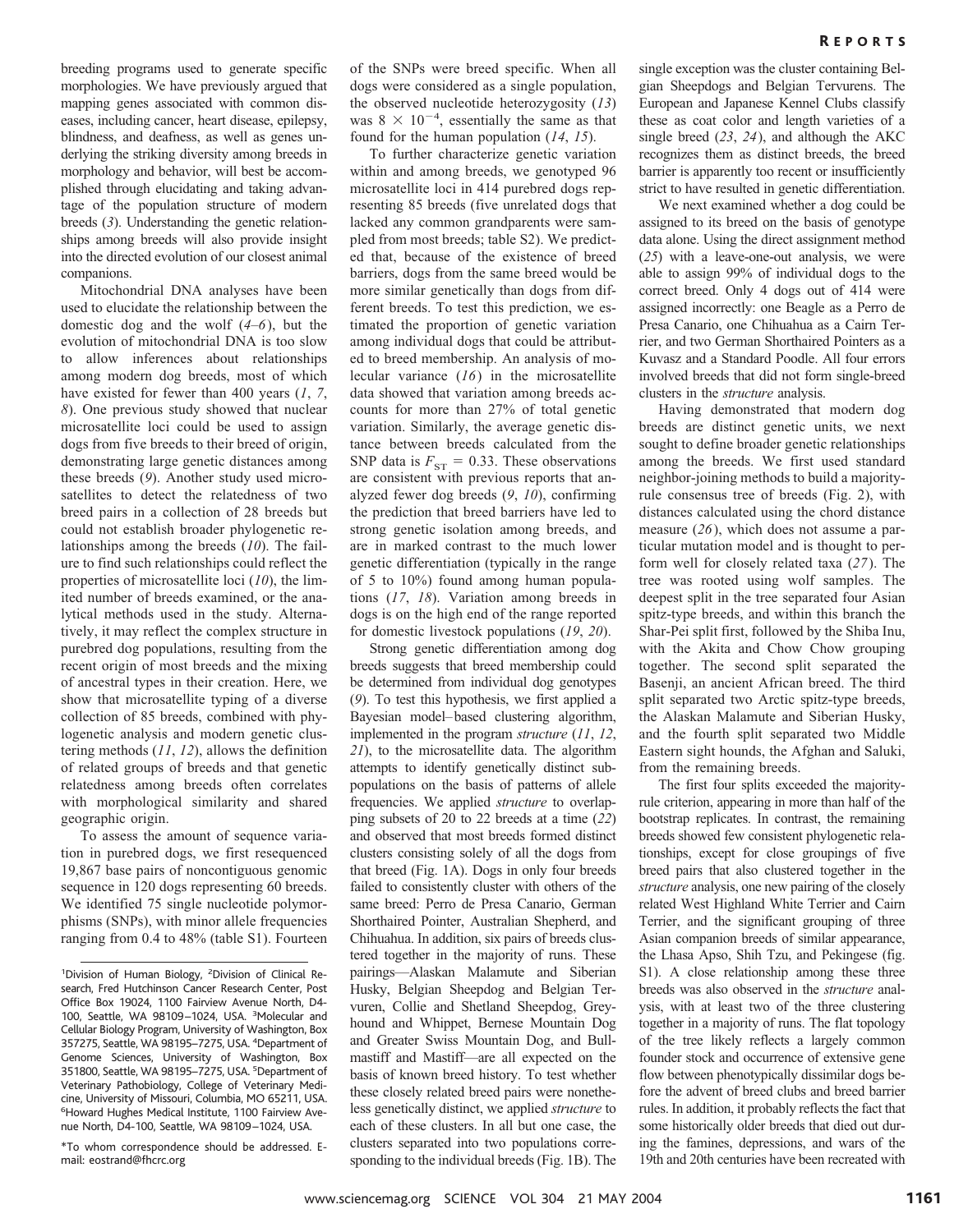breeding programs used to generate specific morphologies. We have previously argued that mapping genes associated with common diseases, including cancer, heart disease, epilepsy, blindness, and deafness, as well as genes underlying the striking diversity among breeds in morphology and behavior, will best be accomplished through elucidating and taking advantage of the population structure of modern breeds (*3*). Understanding the genetic relationships among breeds will also provide insight into the directed evolution of our closest animal companions.

Mitochondrial DNA analyses have been used to elucidate the relationship between the domestic dog and the wolf (*4*–*6*), but the evolution of mitochondrial DNA is too slow to allow inferences about relationships among modern dog breeds, most of which have existed for fewer than 400 years (*1*, *7*, *8*). One previous study showed that nuclear microsatellite loci could be used to assign dogs from five breeds to their breed of origin, demonstrating large genetic distances among these breeds (*9*). Another study used microsatellites to detect the relatedness of two breed pairs in a collection of 28 breeds but could not establish broader phylogenetic relationships among the breeds (*10*). The failure to find such relationships could reflect the properties of microsatellite loci (*10*), the limited number of breeds examined, or the analytical methods used in the study. Alternatively, it may reflect the complex structure in purebred dog populations, resulting from the recent origin of most breeds and the mixing of ancestral types in their creation. Here, we show that microsatellite typing of a diverse collection of 85 breeds, combined with phylogenetic analysis and modern genetic clustering methods (*11*, *12*), allows the definition of related groups of breeds and that genetic relatedness among breeds often correlates with morphological similarity and shared geographic origin.

To assess the amount of sequence variation in purebred dogs, we first resequenced 19,867 base pairs of noncontiguous genomic sequence in 120 dogs representing 60 breeds. We identified 75 single nucleotide polymorphisms (SNPs), with minor allele frequencies ranging from 0.4 to 48% (table S1). Fourteen of the SNPs were breed specific. When all dogs were considered as a single population, the observed nucleotide heterozygosity (*13*) was $8 \times 10^{-4}$, essentially the same as that found for the human population (*14*, *15*).

To further characterize genetic variation within and among breeds, we genotyped 96 microsatellite loci in 414 purebred dogs representing 85 breeds (five unrelated dogs that lacked any common grandparents were sampled from most breeds; table S2). We predicted that, because of the existence of breed barriers, dogs from the same breed would be more similar genetically than dogs from different breeds. To test this prediction, we estimated the proportion of genetic variation among individual dogs that could be attributed to breed membership. An analysis of molecular variance (*16*) in the microsatellite data showed that variation among breeds accounts for more than 27% of total genetic variation. Similarly, the average genetic distance between breeds calculated from the SNP data is $F_{ST} = 0.33$. These observations are consistent with previous reports that analyzed fewer dog breeds (*9*, *10*), confirming the prediction that breed barriers have led to strong genetic isolation among breeds, and are in marked contrast to the much lower genetic differentiation (typically in the range of 5 to 10%) found among human populations (*17*, *18*). Variation among breeds in dogs is on the high end of the range reported for domestic livestock populations (*19*, *20*).

Strong genetic differentiation among dog breeds suggests that breed membership could be determined from individual dog genotypes (*9*). To test this hypothesis, we first applied a Bayesian model–based clustering algorithm, implemented in the program *structure* (*11*, *12*, *21*), to the microsatellite data. The algorithm attempts to identify genetically distinct subpopulations on the basis of patterns of allele frequencies. We applied *structure* to overlapping subsets of 20 to 22 breeds at a time (*22*) and observed that most breeds formed distinct clusters consisting solely of all the dogs from that breed (Fig. 1A). Dogs in only four breeds failed to consistently cluster with others of the same breed: Perro de Presa Canario, German Shorthaired Pointer, Australian Shepherd, and Chihuahua. In addition, six pairs of breeds clustered together in the majority of runs. These pairings—Alaskan Malamute and Siberian Husky, Belgian Sheepdog and Belgian Tervuren, Collie and Shetland Sheepdog, Greyhound and Whippet, Bernese Mountain Dog and Greater Swiss Mountain Dog, and Bullmastiff and Mastiff—are all expected on the basis of known breed history. To test whether these closely related breed pairs were nonetheless genetically distinct, we applied *structure* to each of these clusters. In all but one case, the clusters separated into two populations corresponding to the individual breeds (Fig. 1B). The single exception was the cluster containing Belgian Sheepdogs and Belgian Tervurens. The European and Japanese Kennel Clubs classify these as coat color and length varieties of a single breed (*23*, *24*), and although the AKC recognizes them as distinct breeds, the breed barrier is apparently too recent or insufficiently strict to have resulted in genetic differentiation.

We next examined whether a dog could be assigned to its breed on the basis of genotype data alone. Using the direct assignment method (*25*) with a leave-one-out analysis, we were able to assign 99% of individual dogs to the correct breed. Only 4 dogs out of 414 were assigned incorrectly: one Beagle as a Perro de Presa Canario, one Chihuahua as a Cairn Terrier, and two German Shorthaired Pointers as a Kuvasz and a Standard Poodle. All four errors involved breeds that did not form single-breed clusters in the *structure* analysis.

Having demonstrated that modern dog breeds are distinct genetic units, we next sought to define broader genetic relationships among the breeds. We first used standard neighbor-joining methods to build a majority-rule consensus tree of breeds (Fig. 2), with distances calculated using the chord distance measure (*26*), which does not assume a particular mutation model and is thought to perform well for closely related taxa (*27*). The tree was rooted using wolf samples. The deepest split in the tree separated four Asian spitz-type breeds, and within this branch the Shar-Pei split first, followed by the Shiba Inu, with the Akita and Chow Chow grouping together. The second split separated the Basenji, an ancient African breed. The third split separated two Arctic spitz-type breeds, the Alaskan Malamute and Siberian Husky, and the fourth split separated two Middle Eastern sight hounds, the Afghan and Saluki, from the remaining breeds.

The first four splits exceeded the majority-rule criterion, appearing in more than half of the bootstrap replicates. In contrast, the remaining breeds showed few consistent phylogenetic relationships, except for close groupings of five breed pairs that also clustered together in the *structure* analysis, one new pairing of the closely related West Highland White Terrier and Cairn Terrier, and the significant grouping of three Asian companion breeds of similar appearance, the Lhasa Apso, Shih Tzu, and Pekingese (fig. S1). A close relationship among these three breeds was also observed in the *structure* analysis, with at least two of the three clustering together in a majority of runs. The flat topology of the tree likely reflects a largely common founder stock and occurrence of extensive gene flow between phenotypically dissimilar dogs before the advent of breed clubs and breed barrier rules. In addition, it probably reflects the fact that some historically older breeds that died out during the famines, depressions, and wars of the 19th and 20th centuries have been recreated with

---

[1]Division of Human Biology, [2]Division of Clinical Research, Fred Hutchinson Cancer Research Center, Post Office Box 19024, 1100 Fairview Avenue North, D4-100, Seattle, WA 98109–1024, USA. [3]Molecular and Cellular Biology Program, University of Washington, Box 357275, Seattle, WA 98195–7275, USA. [4]Department of Genome Sciences, University of Washington, Box 351800, Seattle, WA 98195–7275, USA. [5]Department of Veterinary Pathobiology, College of Veterinary Medicine, University of Missouri, Columbia, MO 65211, USA. [6]Howard Hughes Medical Institute, 1100 Fairview Avenue North, D4-100, Seattle, WA 98109–1024, USA.

*To whom correspondence should be addressed. E-mail: eostrand@fhcrc.org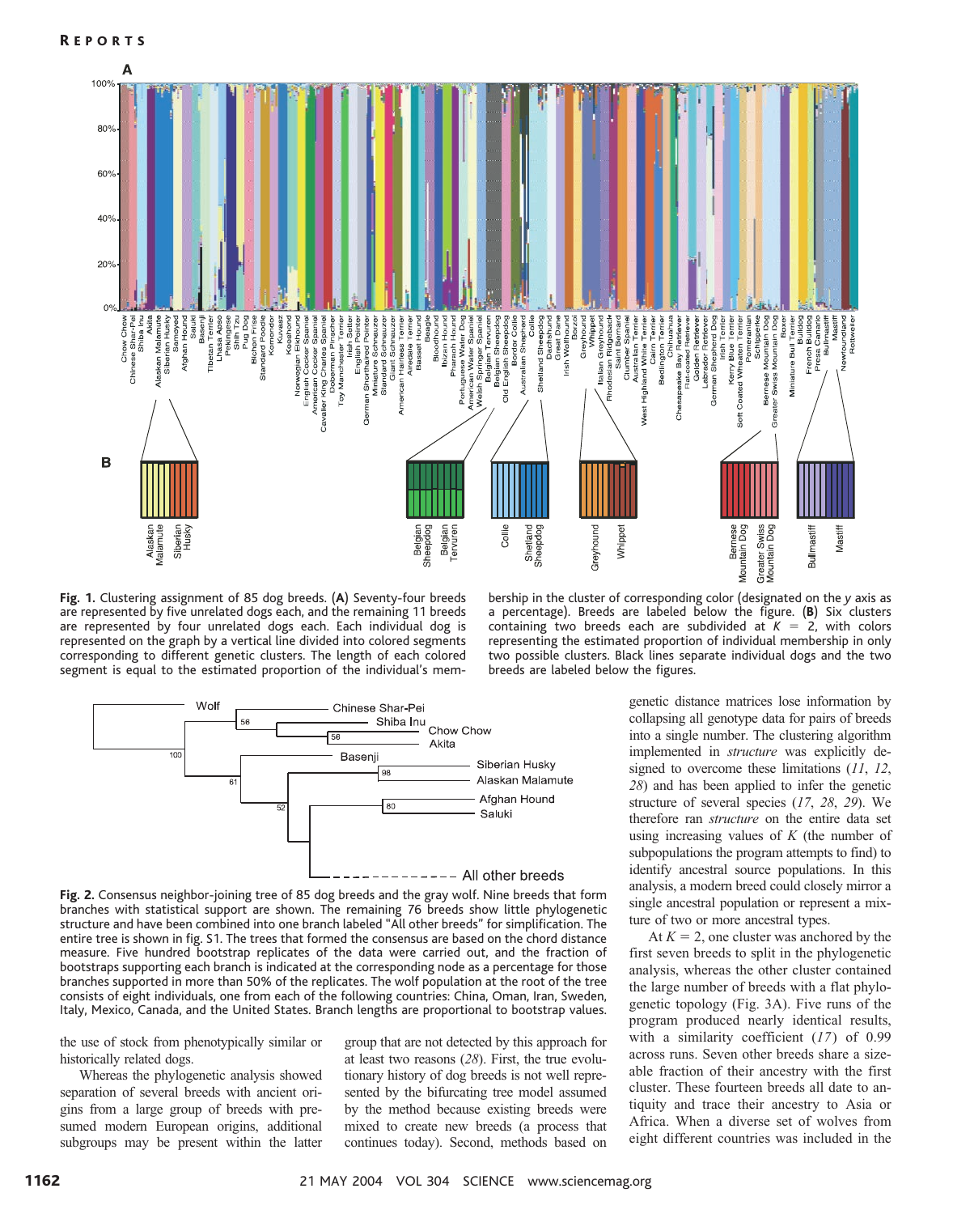**Fig. 1.** Clustering assignment of 85 dog breeds. (**A**) Seventy-four breeds are represented by five unrelated dogs each, and the remaining 11 breeds are represented by four unrelated dogs each. Each individual dog is represented on the graph by a vertical line divided into colored segments corresponding to different genetic clusters. The length of each colored segment is equal to the estimated proportion of the individual's membership in the cluster of corresponding color (designated on the *y* axis as a percentage). Breeds are labeled below the figure. (**B**) Six clusters containing two breeds each are subdivided at $K = 2$, with colors representing the estimated proportion of individual membership in only two possible clusters. Black lines separate individual dogs and the two breeds are labeled below the figures.

**Fig. 2.** Consensus neighbor-joining tree of 85 dog breeds and the gray wolf. Nine breeds that form branches with statistical support are shown. The remaining 76 breeds show little phylogenetic structure and have been combined into one branch labeled "All other breeds" for simplification. The entire tree is shown in fig. S1. The trees that formed the consensus are based on the chord distance measure. Five hundred bootstrap replicates of the data were carried out, and the fraction of bootstraps supporting each branch is indicated at the corresponding node as a percentage for those branches supported in more than 50% of the replicates. The wolf population at the root of the tree consists of eight individuals, one from each of the following countries: China, Oman, Iran, Sweden, Italy, Mexico, Canada, and the United States. Branch lengths are proportional to bootstrap values.

the use of stock from phenotypically similar or historically related dogs.

Whereas the phylogenetic analysis showed separation of several breeds with ancient origins from a large group of breeds with presumed modern European origins, additional subgroups may be present within the latter group that are not detected by this approach for at least two reasons (*28*). First, the true evolutionary history of dog breeds is not well represented by the bifurcating tree model assumed by the method because existing breeds were mixed to create new breeds (a process that continues today). Second, methods based on genetic distance matrices lose information by collapsing all genotype data for pairs of breeds into a single number. The clustering algorithm implemented in *structure* was explicitly designed to overcome these limitations (*11*, *12*, *28*) and has been applied to infer the genetic structure of several species (*17*, *28*, *29*). We therefore ran *structure* on the entire data set using increasing values of *K* (the number of subpopulations the program attempts to find) to identify ancestral source populations. In this analysis, a modern breed could closely mirror a single ancestral population or represent a mixture of two or more ancestral types.

At $K = 2$, one cluster was anchored by the first seven breeds to split in the phylogenetic analysis, whereas the other cluster contained the large number of breeds with a flat phylogenetic topology (Fig. 3A). Five runs of the program produced nearly identical results, with a similarity coefficient (*17*) of 0.99 across runs. Seven other breeds share a sizeable fraction of their ancestry with the first cluster. These fourteen breeds all date to antiquity and trace their ancestry to Asia or Africa. When a diverse set of wolves from eight different countries was included in the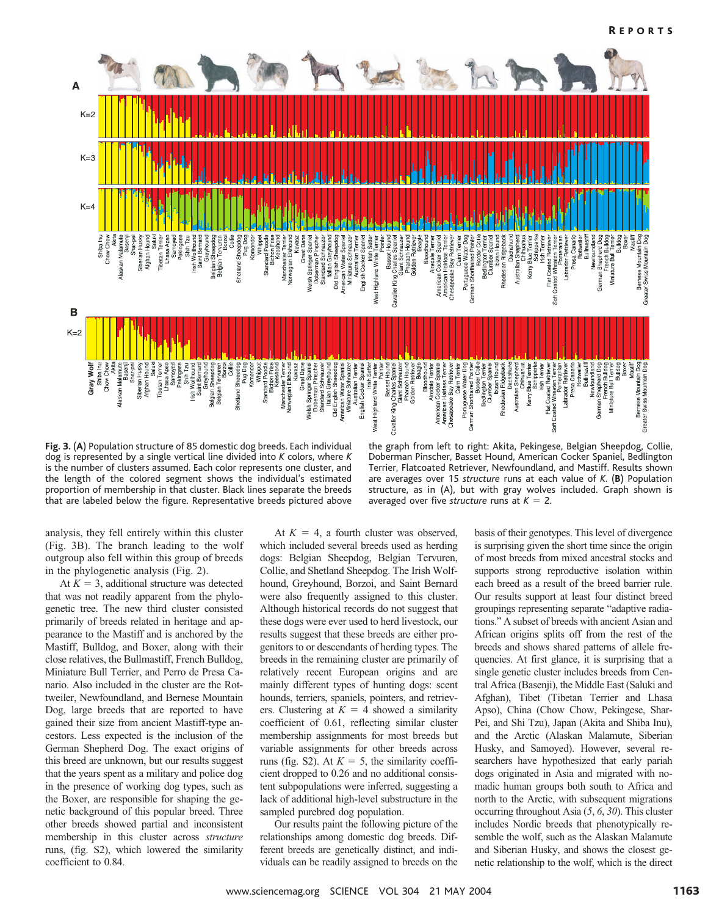**Fig. 3.** (**A**) Population structure of 85 domestic dog breeds. Each individual dog is represented by a single vertical line divided into *K* colors, where *K* is the number of clusters assumed. Each color represents one cluster, and the length of the colored segment shows the individual's estimated proportion of membership in that cluster. Black lines separate the breeds that are labeled below the figure. Representative breeds pictured above the graph from left to right: Akita, Pekingese, Belgian Sheepdog, Collie, Doberman Pinscher, Basset Hound, American Cocker Spaniel, Bedlington Terrier, Flatcoated Retriever, Newfoundland, and Mastiff. Results shown are averages over 15 *structure* runs at each value of *K*. (**B**) Population structure, as in (A), but with gray wolves included. Graph shown is averaged over five *structure* runs at $K = 2$.

analysis, they fell entirely within this cluster (Fig. 3B). The branch leading to the wolf outgroup also fell within this group of breeds in the phylogenetic analysis (Fig. 2).

At $K = 3$, additional structure was detected that was not readily apparent from the phylogenetic tree. The new third cluster consisted primarily of breeds related in heritage and appearance to the Mastiff and is anchored by the Mastiff, Bulldog, and Boxer, along with their close relatives, the Bullmastiff, French Bulldog, Miniature Bull Terrier, and Perro de Presa Canario. Also included in the cluster are the Rottweiler, Newfoundland, and Bernese Mountain Dog, large breeds that are reported to have gained their size from ancient Mastiff-type ancestors. Less expected is the inclusion of the German Shepherd Dog. The exact origins of this breed are unknown, but our results suggest that the years spent as a military and police dog in the presence of working dog types, such as the Boxer, are responsible for shaping the genetic background of this popular breed. Three other breeds showed partial and inconsistent membership in this cluster across *structure* runs, (fig. S2), which lowered the similarity coefficient to 0.84.

At $K = 4$, a fourth cluster was observed, which included several breeds used as herding dogs: Belgian Sheepdog, Belgian Tervuren, Collie, and Shetland Sheepdog. The Irish Wolfhound, Greyhound, Borzoi, and Saint Bernard were also frequently assigned to this cluster. Although historical records do not suggest that these dogs were ever used to herd livestock, our results suggest that these breeds are either progenitors to or descendants of herding types. The breeds in the remaining cluster are primarily of relatively recent European origins and are mainly different types of hunting dogs: scent hounds, terriers, spaniels, pointers, and retrievers. Clustering at $K = 4$ showed a similarity coefficient of 0.61, reflecting similar cluster membership assignments for most breeds but variable assignments for other breeds across runs (fig. S2). At $K = 5$, the similarity coefficient dropped to 0.26 and no additional consistent subpopulations were inferred, suggesting a lack of additional high-level substructure in the sampled purebred dog population.

Our results paint the following picture of the relationships among domestic dog breeds. Different breeds are genetically distinct, and individuals can be readily assigned to breeds on the basis of their genotypes. This level of divergence is surprising given the short time since the origin of most breeds from mixed ancestral stocks and supports strong reproductive isolation within each breed as a result of the breed barrier rule. Our results support at least four distinct breed groupings representing separate "adaptive radiations." A subset of breeds with ancient Asian and African origins splits off from the rest of the breeds and shows shared patterns of allele frequencies. At first glance, it is surprising that a single genetic cluster includes breeds from Central Africa (Basenji), the Middle East (Saluki and Afghan), Tibet (Tibetan Terrier and Lhasa Apso), China (Chow Chow, Pekingese, Shar-Pei, and Shi Tzu), Japan (Akita and Shiba Inu), and the Arctic (Alaskan Malamute, Siberian Husky, and Samoyed). However, several researchers have hypothesized that early pariah dogs originated in Asia and migrated with nomadic human groups both south to Africa and north to the Arctic, with subsequent migrations occurring throughout Asia (*5*, *6*, *30*). This cluster includes Nordic breeds that phenotypically resemble the wolf, such as the Alaskan Malamute and Siberian Husky, and shows the closest genetic relationship to the wolf, which is the direct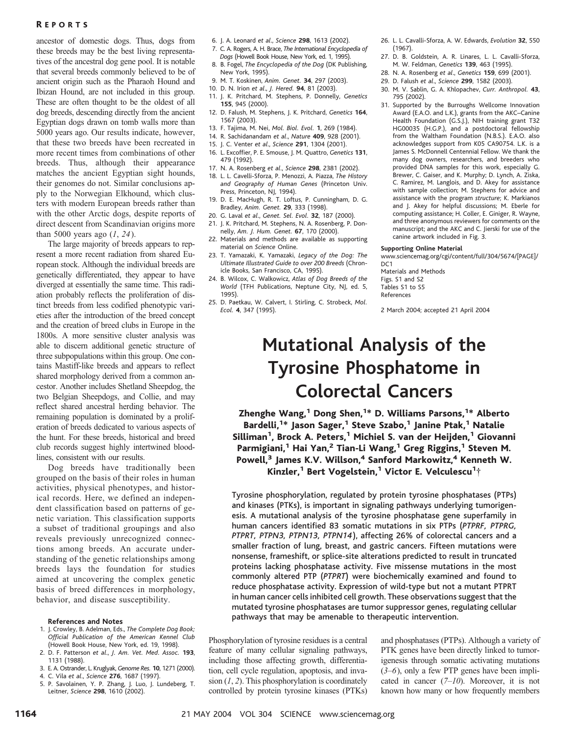ancestor of domestic dogs. Thus, dogs from these breeds may be the best living representatives of the ancestral dog gene pool. It is notable that several breeds commonly believed to be of ancient origin such as the Pharaoh Hound and Ibizan Hound, are not included in this group. These are often thought to be the oldest of all dog breeds, descending directly from the ancient Egyptian dogs drawn on tomb walls more than 5000 years ago. Our results indicate, however, that these two breeds have been recreated in more recent times from combinations of other breeds. Thus, although their appearance matches the ancient Egyptian sight hounds, their genomes do not. Similar conclusions apply to the Norwegian Elkhound, which clusters with modern European breeds rather than with the other Arctic dogs, despite reports of direct descent from Scandinavian origins more than 5000 years ago (*1*, *24*).

The large majority of breeds appears to represent a more recent radiation from shared European stock. Although the individual breeds are genetically differentiated, they appear to have diverged at essentially the same time. This radiation probably reflects the proliferation of distinct breeds from less codified phenotypic varieties after the introduction of the breed concept and the creation of breed clubs in Europe in the 1800s. A more sensitive cluster analysis was able to discern additional genetic structure of three subpopulations within this group. One contains Mastiff-like breeds and appears to reflect shared morphology derived from a common ancestor. Another includes Shetland Sheepdog, the two Belgian Sheepdogs, and Collie, and may reflect shared ancestral herding behavior. The remaining population is dominated by a proliferation of breeds dedicated to various aspects of the hunt. For these breeds, historical and breed club records suggest highly intertwined bloodlines, consistent with our results.

Dog breeds have traditionally been grouped on the basis of their roles in human activities, physical phenotypes, and historical records. Here, we defined an independent classification based on patterns of genetic variation. This classification supports a subset of traditional groupings and also reveals previously unrecognized connections among breeds. An accurate understanding of the genetic relationships among breeds lays the foundation for studies aimed at uncovering the complex genetic basis of breed differences in morphology, behavior, and disease susceptibility.

#### References and Notes

1. J. Crowley, B. Adelman, Eds., *The Complete Dog Book; Official Publication of the American Kennel Club* (Howell Book House, New York, ed. 19, 1998).
2. D. F. Patterson *et al*., *J. Am. Vet. Med. Assoc.* **193**, 1131 (1988).
3. E. A. Ostrander, L. Kruglyak, *Genome Res.* **10**, 1271 (2000).
4. C. Vila *et al*., *Science* **276**, 1687 (1997).
5. P. Savolainen, Y. P. Zhang, J. Luo, J. Lundeberg, T. Leitner, *Science* **298**, 1610 (2002).
6. J. A. Leonard *et al*., *Science* **298**, 1613 (2002).
7. C. A. Rogers, A. H. Brace, *The International Encyclopedia of Dogs* (Howell Book House, New York, ed. 1, 1995).
8. B. Fogel, *The Encyclopedia of the Dog* (DK Publishing, New York, 1995).
9. M. T. Koskinen, *Anim. Genet.* **34**, 297 (2003).
10. D. N. Irion *et al*., *J. Hered.* **94**, 81 (2003).
11. J. K. Pritchard, M. Stephens, P. Donnelly, *Genetics* **155**, 945 (2000).
12. D. Falush, M. Stephens, J. K. Pritchard, *Genetics* **164**, 1567 (2003).
13. F. Tajima, M. Nei, *Mol. Biol. Evol.* **1**, 269 (1984).
14. R. Sachidanandam *et al*., *Nature* **409**, 928 (2001).
15. J. C. Venter *et al*., *Science* **291**, 1304 (2001).
16. L. Excoffier, P. E. Smouse, J. M. Quattro, *Genetics* **131**, 479 (1992).
17. N. A. Rosenberg *et al*., *Science* **298**, 2381 (2002).
18. L. L. Cavelli-Sforza, P. Menozzi, A. Piazza, *The History and Geography of Human Genes* (Princeton Univ. Press, Princeton, NJ, 1994).
19. D. E. MacHugh, R. T. Loftus, P. Cunningham, D. G. Bradley, *Anim. Genet.* **29**, 333 (1998).
20. G. Laval *et al*., *Genet. Sel. Evol.* **32**, 187 (2000).
21. J. K. Pritchard, M. Stephens, N. A. Rosenberg, P. Donnelly, *Am. J. Hum. Genet.* **67**, 170 (2000).
22. Materials and methods are available as supporting material on *Science* Online.
23. T. Yamazaki, K. Yamazaki, *Legacy of the Dog: The Ultimate Illustrated Guide to over 200 Breeds* (Chronicle Books, San Francisco, CA, 1995).
24. B. Wilcox, C. Walkowicz, *Atlas of Dog Breeds of the World* (TFH Publications, Neptune City, NJ, ed. 5, 1995).
25. D. Paetkau, W. Calvert, I. Stirling, C. Strobeck, *Mol. Ecol.* **4**, 347 (1995).
26. L. L. Cavalli-Sforza, A. W. Edwards, *Evolution* **32**, 550 (1967).
27. D. B. Goldstein, A. R. Linares, L. L. Cavalli-Sforza, M. W. Feldman, *Genetics* **139**, 463 (1995).
28. N. A. Rosenberg *et al*., *Genetics* **159**, 699 (2001).
29. D. Falush *et al*., *Science* **299**, 1582 (2003).
30. M. V. Sablin, G. A. Khlopachev, *Curr. Anthropol.* **43**, 795 (2002).
31. Supported by the Burroughs Wellcome Innovation Award (E.A.O. and L.K.), grants from the AKC–Canine Health Foundation (G.S.J.), NIH training grant T32 HG00035 (H.G.P.), and a postdoctoral fellowship from the Waltham Foundation (N.B.S.). E.A.O. also acknowledges support from K05 CA90754. L.K. is a James S. McDonnell Centennial Fellow. We thank the many dog owners, researchers, and breeders who provided DNA samples for this work, especially G. Brewer, C. Gaiser, and K. Murphy; D. Lynch, A. Ziska, C. Ramirez, M. Langlois, and D. Akey for assistance with sample collection; M. Stephens for advice and assistance with the program *structure*; K. Markianos and J. Akey for helpful discussions; M. Eberle for computing assistance; H. Coller, E. Giniger, R. Wayne, and three anonymous reviewers for comments on the manuscript; and the AKC and C. Jierski for use of the canine artwork included in Fig. 3.

**Supporting Online Material**

www.sciencemag.org/cgi/content/full/304/5674/[PAGE]/DC1
Materials and Methods
Figs. S1 and S2
Tables S1 to S5
References

2 March 2004; accepted 21 April 2004

# Mutational Analysis of the Tyrosine Phosphatome in Colorectal Cancers

**Zhenghe Wang,[1] Dong Shen,[1]\* D. Williams Parsons,[1]\* Alberto Bardelli,[1]\* Jason Sager,[1] Steve Szabo,[1] Janine Ptak,[1] Natalie Silliman[1], Brock A. Peters,[1] Michiel S. van der Heijden,[1] Giovanni Parmigiani,[1] Hai Yan,[2] Tian-Li Wang,[1] Greg Riggins,[1] Steven M. Powell,[3] James K.V. Willson,[4] Sanford Markowitz,[4] Kenneth W. Kinzler,[1] Bert Vogelstein,[1] Victor E. Velculescu[1]†**

**Tyrosine phosphorylation, regulated by protein tyrosine phosphatases (PTPs) and kinases (PTKs), is important in signaling pathways underlying tumorigenesis. A mutational analysis of the tyrosine phosphatase gene superfamily in human cancers identified 83 somatic mutations in six PTPs (*PTPRF, PTPRG, PTPRT, PTPN3, PTPN13, PTPN14*), affecting 26% of colorectal cancers and a smaller fraction of lung, breast, and gastric cancers. Fifteen mutations were nonsense, frameshift, or splice-site alterations predicted to result in truncated proteins lacking phosphatase activity. Five missense mutations in the most commonly altered PTP (*PTPRT*) were biochemically examined and found to reduce phosphatase activity. Expression of wild-type but not a mutant PTPRT in human cancer cells inhibited cell growth. These observations suggest that the mutated tyrosine phosphatases are tumor suppressor genes, regulating cellular pathways that may be amenable to therapeutic intervention.**

Phosphorylation of tyrosine residues is a central feature of many cellular signaling pathways, including those affecting growth, differentiation, cell cycle regulation, apoptosis, and invasion (*1*, *2*). This phosphorylation is coordinately controlled by protein tyrosine kinases (PTKs) and phosphatases (PTPs). Although a variety of PTK genes have been directly linked to tumorigenesis through somatic activating mutations (*3*–*6*), only a few PTP genes have been implicated in cancer (*7*–*10*). Moreover, it is not known how many or how frequently members